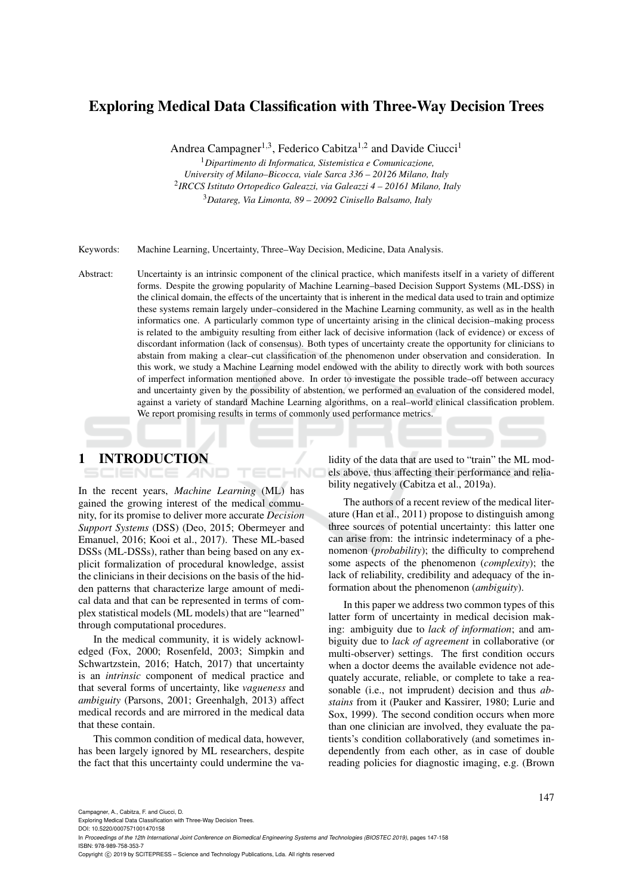# Exploring Medical Data Classification with Three-Way Decision Trees

Andrea Campagner[1,3], Federico Cabitza[1,2] and Davide Ciucci[1]

[1] *Dipartimento di Informatica, Sistemistica e Comunicazione, University of Milano–Bicocca, viale Sarca 336 – 20126 Milano, Italy*
[2] *IRCCS Istituto Ortopedico Galeazzi, via Galeazzi 4 – 20161 Milano, Italy*
[3] *Datareg, Via Limonta, 89 – 20092 Cinisello Balsamo, Italy*

Keywords: Machine Learning, Uncertainty, Three–Way Decision, Medicine, Data Analysis.

Abstract: Uncertainty is an intrinsic component of the clinical practice, which manifests itself in a variety of different forms. Despite the growing popularity of Machine Learning–based Decision Support Systems (ML-DSS) in the clinical domain, the effects of the uncertainty that is inherent in the medical data used to train and optimize these systems remain largely under–considered in the Machine Learning community, as well as in the health informatics one. A particularly common type of uncertainty arising in the clinical decision–making process is related to the ambiguity resulting from either lack of decisive information (lack of evidence) or excess of discordant information (lack of consensus). Both types of uncertainty create the opportunity for clinicians to abstain from making a clear–cut classification of the phenomenon under observation and consideration. In this work, we study a Machine Learning model endowed with the ability to directly work with both sources of imperfect information mentioned above. In order to investigate the possible trade–off between accuracy and uncertainty given by the possibility of abstention, we performed an evaluation of the considered model, against a variety of standard Machine Learning algorithms, on a real–world clinical classification problem. We report promising results in terms of commonly used performance metrics.

## 1 INTRODUCTION

In the recent years, *Machine Learning* (ML) has gained the growing interest of the medical community, for its promise to deliver more accurate *Decision Support Systems* (DSS) (Deo, 2015; Obermeyer and Emanuel, 2016; Kooi et al., 2017). These ML-based DSSs (ML-DSSs), rather than being based on any explicit formalization of procedural knowledge, assist the clinicians in their decisions on the basis of the hidden patterns that characterize large amount of medical data and that can be represented in terms of complex statistical models (ML models) that are "learned" through computational procedures.

In the medical community, it is widely acknowledged (Fox, 2000; Rosenfeld, 2003; Simpkin and Schwartzstein, 2016; Hatch, 2017) that uncertainty is an *intrinsic* component of medical practice and that several forms of uncertainty, like *vagueness* and *ambiguity* (Parsons, 2001; Greenhalgh, 2013) affect medical records and are mirrored in the medical data that these contain.

This common condition of medical data, however, has been largely ignored by ML researchers, despite the fact that this uncertainty could undermine the validity of the data that are used to "train" the ML models above, thus affecting their performance and reliability negatively (Cabitza et al., 2019a).

The authors of a recent review of the medical literature (Han et al., 2011) propose to distinguish among three sources of potential uncertainty: this latter one can arise from: the intrinsic indeterminacy of a phenomenon (*probability*); the difficulty to comprehend some aspects of the phenomenon (*complexity*); the lack of reliability, credibility and adequacy of the information about the phenomenon (*ambiguity*).

In this paper we address two common types of this latter form of uncertainty in medical decision making: ambiguity due to *lack of information*; and ambiguity due to *lack of agreement* in collaborative (or multi-observer) settings. The first condition occurs when a doctor deems the available evidence not adequately accurate, reliable, or complete to take a reasonable (i.e., not imprudent) decision and thus *abstains* from it (Pauker and Kassirer, 1980; Lurie and Sox, 1999). The second condition occurs when more than one clinician are involved, they evaluate the patients's condition collaboratively (and sometimes independently from each other, as in case of double reading policies for diagnostic imaging, e.g. (Brown

Campagner, A., Cabitza, F. and Ciucci, D.
Exploring Medical Data Classification with Three-Way Decision Trees.
DOI: 10.5220/0007571001470158
In *Proceedings of the 12th International Joint Conference on Biomedical Engineering Systems and Technologies (BIOSTEC 2019)*, pages 147-158
ISBN: 978-989-758-353-7
Copyright © 2019 by SCITEPRESS – Science and Technology Publications, Lda. All rights reserved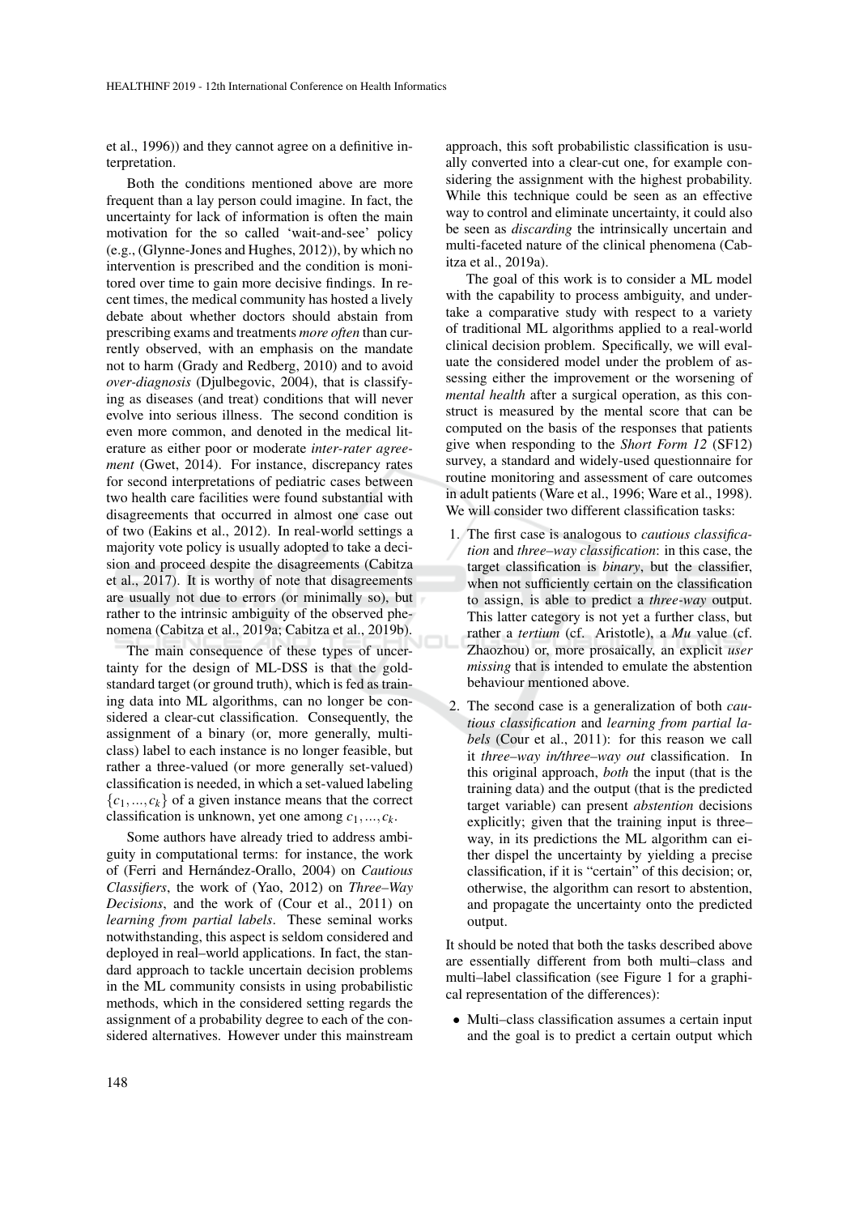et al., 1996)) and they cannot agree on a definitive interpretation.

Both the conditions mentioned above are more frequent than a lay person could imagine. In fact, the uncertainty for lack of information is often the main motivation for the so called 'wait-and-see' policy (e.g., (Glynne-Jones and Hughes, 2012)), by which no intervention is prescribed and the condition is monitored over time to gain more decisive findings. In recent times, the medical community has hosted a lively debate about whether doctors should abstain from prescribing exams and treatments *more often* than currently observed, with an emphasis on the mandate not to harm (Grady and Redberg, 2010) and to avoid *over-diagnosis* (Djulbegovic, 2004), that is classifying as diseases (and treat) conditions that will never evolve into serious illness. The second condition is even more common, and denoted in the medical literature as either poor or moderate *inter-rater agreement* (Gwet, 2014). For instance, discrepancy rates for second interpretations of pediatric cases between two health care facilities were found substantial with disagreements that occurred in almost one case out of two (Eakins et al., 2012). In real-world settings a majority vote policy is usually adopted to take a decision and proceed despite the disagreements (Cabitza et al., 2017). It is worthy of note that disagreements are usually not due to errors (or minimally so), but rather to the intrinsic ambiguity of the observed phenomena (Cabitza et al., 2019a; Cabitza et al., 2019b).

The main consequence of these types of uncertainty for the design of ML-DSS is that the gold-standard target (or ground truth), which is fed as training data into ML algorithms, can no longer be considered a clear-cut classification. Consequently, the assignment of a binary (or, more generally, multi-class) label to each instance is no longer feasible, but rather a three-valued (or more generally set-valued) classification is needed, in which a set-valued labeling $\{c_1, ..., c_k\}$ of a given instance means that the correct classification is unknown, yet one among $c_1, ..., c_k$.

Some authors have already tried to address ambiguity in computational terms: for instance, the work of (Ferri and Hernández-Orallo, 2004) on *Cautious Classifiers*, the work of (Yao, 2012) on *Three–Way Decisions*, and the work of (Cour et al., 2011) on *learning from partial labels*. These seminal works notwithstanding, this aspect is seldom considered and deployed in real–world applications. In fact, the standard approach to tackle uncertain decision problems in the ML community consists in using probabilistic methods, which in the considered setting regards the assignment of a probability degree to each of the considered alternatives. However under this mainstream approach, this soft probabilistic classification is usually converted into a clear-cut one, for example considering the assignment with the highest probability. While this technique could be seen as an effective way to control and eliminate uncertainty, it could also be seen as *discarding* the intrinsically uncertain and multi-faceted nature of the clinical phenomena (Cabitza et al., 2019a).

The goal of this work is to consider a ML model with the capability to process ambiguity, and undertake a comparative study with respect to a variety of traditional ML algorithms applied to a real-world clinical decision problem. Specifically, we will evaluate the considered model under the problem of assessing either the improvement or the worsening of *mental health* after a surgical operation, as this construct is measured by the mental score that can be computed on the basis of the responses that patients give when responding to the *Short Form 12* (SF12) survey, a standard and widely-used questionnaire for routine monitoring and assessment of care outcomes in adult patients (Ware et al., 1996; Ware et al., 1998). We will consider two different classification tasks:

1. The first case is analogous to *cautious classification* and *three–way classification*: in this case, the target classification is *binary*, but the classifier, when not sufficiently certain on the classification to assign, is able to predict a *three-way* output. This latter category is not yet a further class, but rather a *tertium* (cf. Aristotle), a *Mu* value (cf. Zhaozhou) or, more prosaically, an explicit *user missing* that is intended to emulate the abstention behaviour mentioned above.
2. The second case is a generalization of both *cautious classification* and *learning from partial labels* (Cour et al., 2011): for this reason we call it *three–way in/three–way out* classification. In this original approach, *both* the input (that is the training data) and the output (that is the predicted target variable) can present *abstention* decisions explicitly; given that the training input is three–way, in its predictions the ML algorithm can either dispel the uncertainty by yielding a precise classification, if it is "certain" of this decision; or, otherwise, the algorithm can resort to abstention, and propagate the uncertainty onto the predicted output.

It should be noted that both the tasks described above are essentially different from both multi–class and multi–label classification (see Figure 1 for a graphical representation of the differences):

- Multi–class classification assumes a certain input and the goal is to predict a certain output which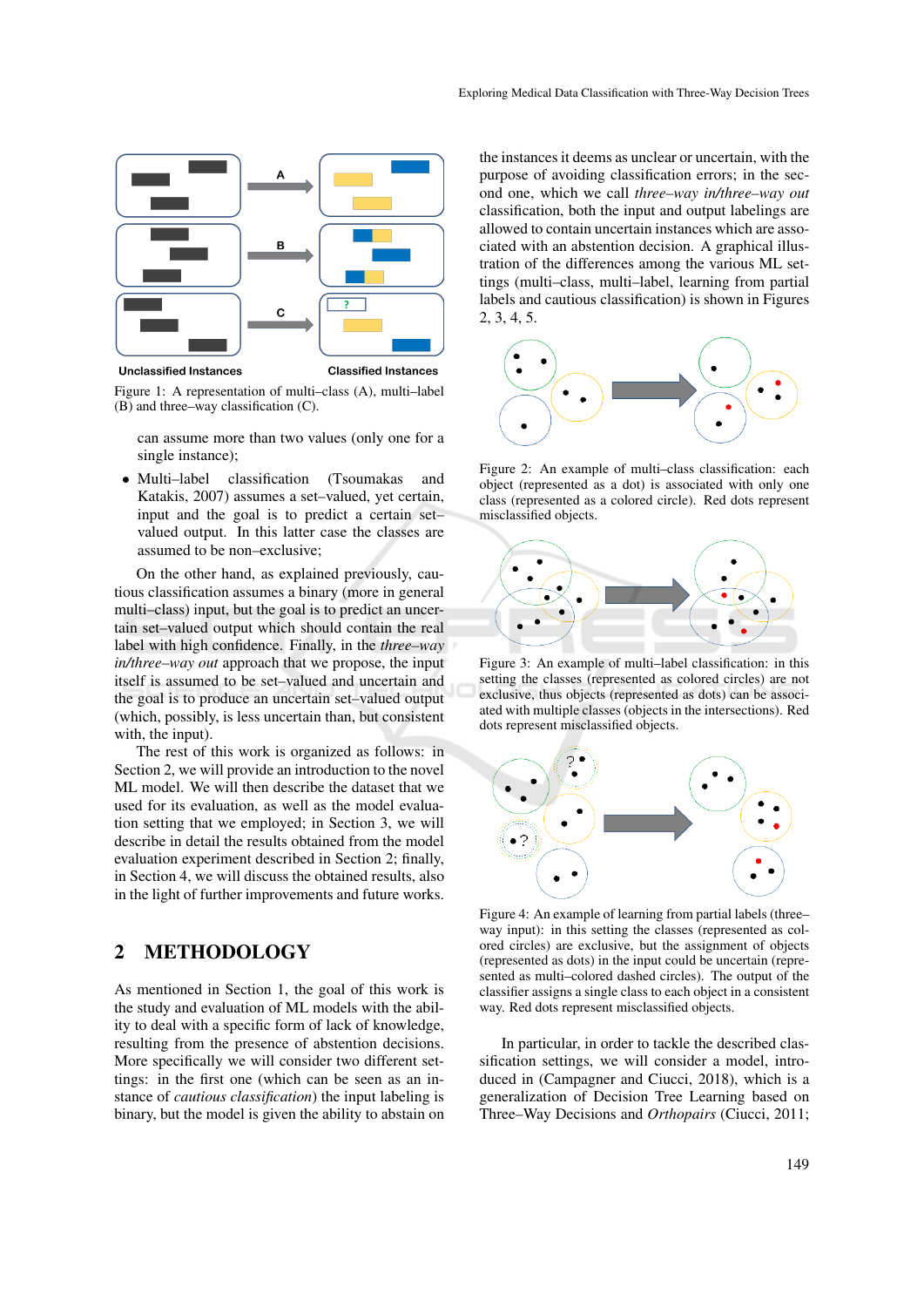Unclassified Instances Classified Instances

Figure 1: A representation of multi–class (A), multi–label (B) and three–way classification (C).

can assume more than two values (only one for a single instance);

- Multi–label classification (Tsoumakas and Katakis, 2007) assumes a set–valued, yet certain, input and the goal is to predict a certain set–valued output. In this latter case the classes are assumed to be non–exclusive;

On the other hand, as explained previously, cautious classification assumes a binary (more in general multi–class) input, but the goal is to predict an uncertain set–valued output which should contain the real label with high confidence. Finally, in the *three–way in/three–way out* approach that we propose, the input itself is assumed to be set–valued and uncertain and the goal is to produce an uncertain set–valued output (which, possibly, is less uncertain than, but consistent with, the input).

The rest of this work is organized as follows: in Section 2, we will provide an introduction to the novel ML model. We will then describe the dataset that we used for its evaluation, as well as the model evaluation setting that we employed; in Section 3, we will describe in detail the results obtained from the model evaluation experiment described in Section 2; finally, in Section 4, we will discuss the obtained results, also in the light of further improvements and future works.

## 2 METHODOLOGY

As mentioned in Section 1, the goal of this work is the study and evaluation of ML models with the ability to deal with a specific form of lack of knowledge, resulting from the presence of abstention decisions. More specifically we will consider two different settings: in the first one (which can be seen as an instance of *cautious classification*) the input labeling is binary, but the model is given the ability to abstain on the instances it deems as unclear or uncertain, with the purpose of avoiding classification errors; in the second one, which we call *three–way in/three–way out* classification, both the input and output labelings are allowed to contain uncertain instances which are associated with an abstention decision. A graphical illustration of the differences among the various ML settings (multi–class, multi–label, learning from partial labels and cautious classification) is shown in Figures 2, 3, 4, 5.

Figure 2: An example of multi–class classification: each object (represented as a dot) is associated with only one class (represented as a colored circle). Red dots represent misclassified objects.

Figure 3: An example of multi–label classification: in this setting the classes (represented as colored circles) are not exclusive, thus objects (represented as dots) can be associated with multiple classes (objects in the intersections). Red dots represent misclassified objects.

Figure 4: An example of learning from partial labels (three–way input): in this setting the classes (represented as colored circles) are exclusive, but the assignment of objects (represented as dots) in the input could be uncertain (represented as multi–colored dashed circles). The output of the classifier assigns a single class to each object in a consistent way. Red dots represent misclassified objects.

In particular, in order to tackle the described classification settings, we will consider a model, introduced in (Campagner and Ciucci, 2018), which is a generalization of Decision Tree Learning based on Three–Way Decisions and *Orthopairs* (Ciucci, 2011;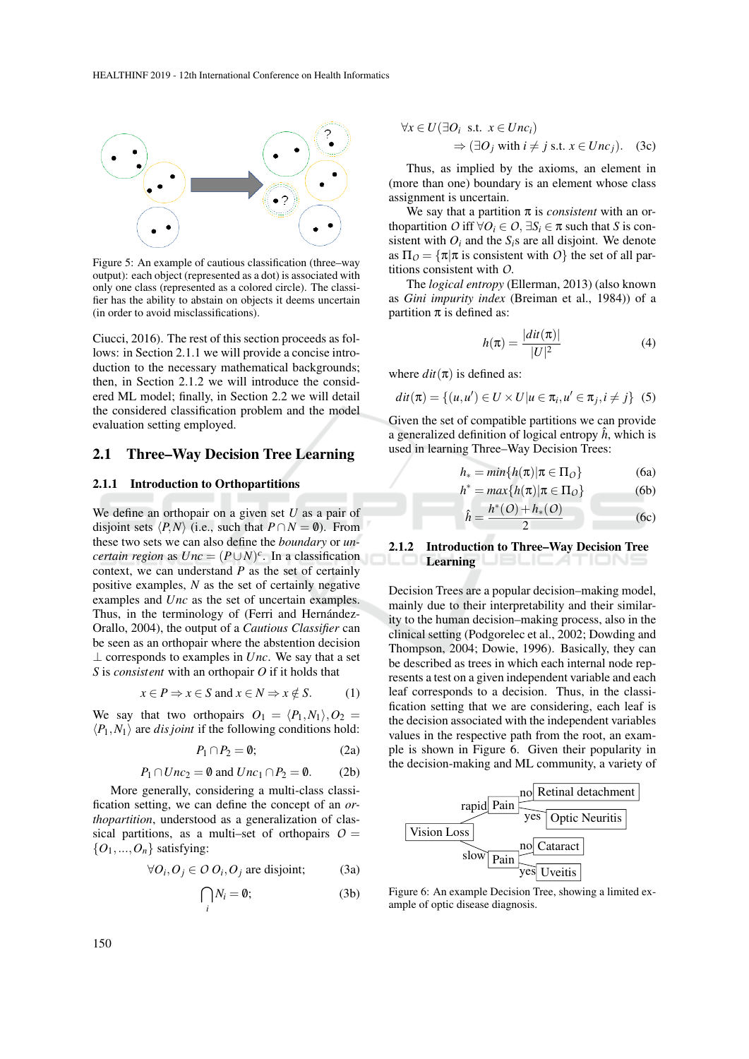Figure 5: An example of cautious classification (three–way output): each object (represented as a dot) is associated with only one class (represented as a colored circle). The classifier has the ability to abstain on objects it deems uncertain (in order to avoid misclassifications).

Ciucci, 2016). The rest of this section proceeds as follows: in Section 2.1.1 we will provide a concise introduction to the necessary mathematical backgrounds; then, in Section 2.1.2 we will introduce the considered ML model; finally, in Section 2.2 we will detail the considered classification problem and the model evaluation setting employed.

## 2.1 Three–Way Decision Tree Learning

### 2.1.1 Introduction to Orthopartitions

We define an orthopair on a given set $U$ as a pair of disjoint sets $\langle P, N \rangle$ (i.e., such that $P \cap N = \emptyset$). From these two sets we can also define the *boundary* or *uncertain region* as $Unc = (P \cup N)^c$. In a classification context, we can understand $P$ as the set of certainly positive examples, $N$ as the set of certainly negative examples and $Unc$ as the set of uncertain examples. Thus, in the terminology of (Ferri and Hernández-Orallo, 2004), the output of a *Cautious Classifier* can be seen as an orthopair where the abstention decision $\perp$ corresponds to examples in $Unc$. We say that a set $S$ is *consistent* with an orthopair $O$ if it holds that

$$x \in P \Rightarrow x \in S \text{ and } x \in N \Rightarrow x \notin S. \tag{1}$$

We say that two orthopairs $O_1 = \langle P_1, N_1 \rangle, O_2 = \langle P_1, N_1 \rangle$ are *disjoint* if the following conditions hold:

$$P_1 \cap P_2 = \emptyset; \tag{2a}$$

$$P_1 \cap Unc_2 = \emptyset \text{ and } Unc_1 \cap P_2 = \emptyset. \tag{2b}$$

More generally, considering a multi-class classification setting, we can define the concept of an *orthopartition*, understood as a generalization of classical partitions, as a multi–set of orthopairs $O = \{O_1, ..., O_n\}$ satisfying:

$$\forall O_i, O_j \in O \; O_i, O_j \text{ are disjoint;} \tag{3a}$$

$$\bigcap_i N_i = \emptyset; \tag{3b}$$

$$\forall x \in U (\exists O_i \text{ s.t. } x \in Unc_i) \Rightarrow (\exists O_j \text{ with } i \neq j \text{ s.t. } x \in Unc_j). \tag{3c}$$

Thus, as implied by the axioms, an element in (more than one) boundary is an element whose class assignment is uncertain.

We say that a partition $\pi$ is *consistent* with an orthopartition $O$ iff $\forall O_i \in O$, $\exists S_i \in \pi$ such that $S$ is consistent with $O_i$ and the $S_i$s are all disjoint. We denote as $\Pi_O = \{\pi | \pi \text{ is consistent with } O\}$ the set of all partitions consistent with $O$.

The *logical entropy* (Ellerman, 2013) (also known as *Gini impurity index* (Breiman et al., 1984)) of a partition $\pi$ is defined as:

$$h(\pi) = \frac{|dit(\pi)|}{|U|^2} \tag{4}$$

where $dit(\pi)$ is defined as:

$$dit(\pi) = \{(u, u') \in U \times U | u \in \pi_i, u' \in \pi_j, i \neq j\} \tag{5}$$

Given the set of compatible partitions we can provide a generalized definition of logical entropy $\hat{h}$, which is used in learning Three–Way Decision Trees:

$$h_* = min\{h(\pi) | \pi \in \Pi_O\} \tag{6a}$$

$$h^* = max\{h(\pi) | \pi \in \Pi_O\} \tag{6b}$$

$$\hat{h} = \frac{h^*(O) + h_*(O)}{2} \tag{6c}$$

### 2.1.2 Introduction to Three–Way Decision Tree Learning

Decision Trees are a popular decision–making model, mainly due to their interpretability and their similarity to the human decision–making process, also in the clinical setting (Podgorelec et al., 2002; Dowding and Thompson, 2004; Dowie, 1996). Basically, they can be described as trees in which each internal node represents a test on a given independent variable and each leaf corresponds to a decision. Thus, in the classification setting that we are considering, each leaf is the decision associated with the independent variables values in the respective path from the root, an example is shown in Figure 6. Given their popularity in the decision-making and ML community, a variety of

Figure 6: An example Decision Tree, showing a limited example of optic disease diagnosis.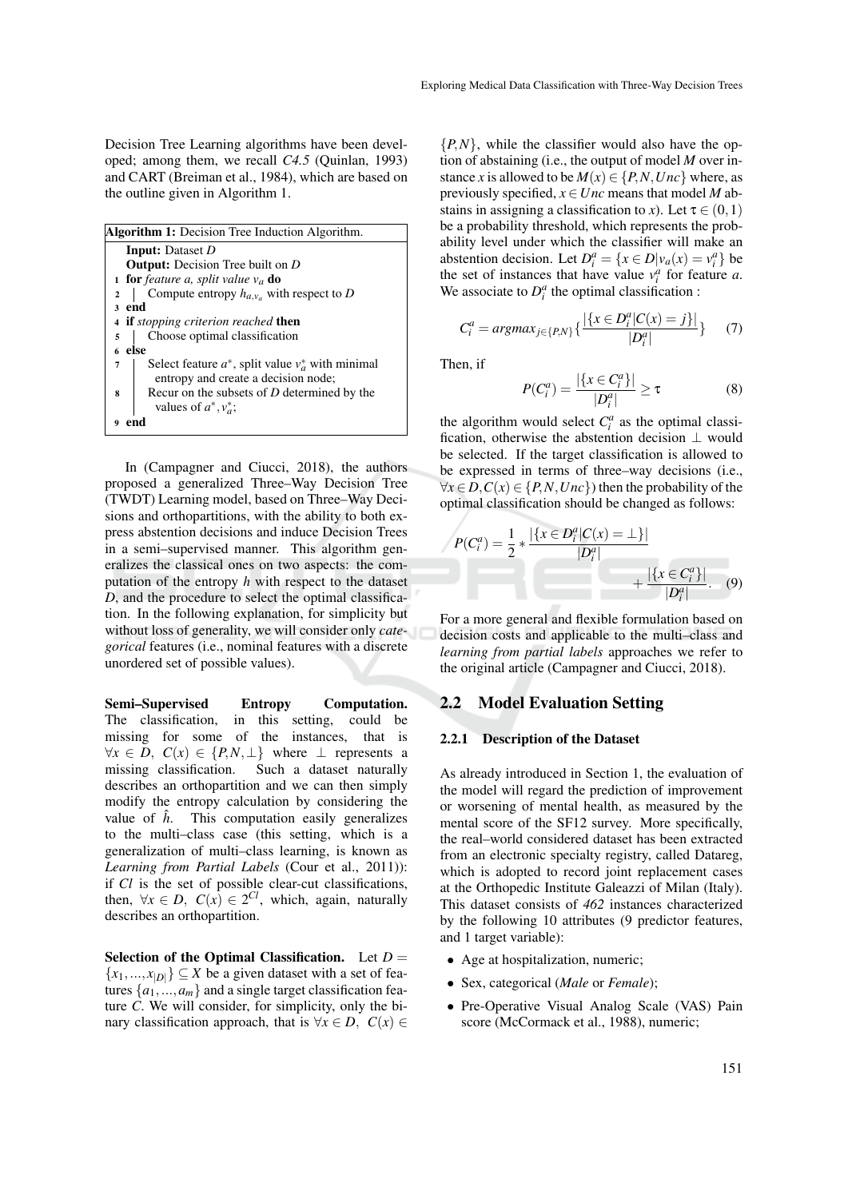Decision Tree Learning algorithms have been developed; among them, we recall *C4.5* (Quinlan, 1993) and CART (Breiman et al., 1984), which are based on the outline given in Algorithm 1.

**Algorithm 1:** Decision Tree Induction Algorithm.

```
   Input: Dataset D
   Output: Decision Tree built on D
1  for feature a, split value v_a do
2  |  Compute entropy h_{a,v_a} with respect to D
3  end
4  if stopping criterion reached then
5  |  Choose optimal classification
6  else
7  |  Select feature a*, split value v*_a with minimal
   |    entropy and create a decision node;
8  |  Recur on the subsets of D determined by the
   |    values of a*, v*_a;
9  end
```

In (Campagner and Ciucci, 2018), the authors proposed a generalized Three–Way Decision Tree (TWDT) Learning model, based on Three–Way Decisions and orthopartitions, with the ability to both express abstention decisions and induce Decision Trees in a semi–supervised manner. This algorithm generalizes the classical ones on two aspects: the computation of the entropy $h$ with respect to the dataset $D$, and the procedure to select the optimal classification. In the following explanation, for simplicity but without loss of generality, we will consider only *categorical* features (i.e., nominal features with a discrete unordered set of possible values).

**Semi–Supervised Entropy Computation.** The classification, in this setting, could be missing for some of the instances, that is $\forall x \in D,\ C(x) \in \{P,N,\perp\}$ where $\perp$ represents a missing classification. Such a dataset naturally describes an orthopartition and we can then simply modify the entropy calculation by considering the value of $\hat{h}$. This computation easily generalizes to the multi–class case (this setting, which is a generalization of multi–class learning, is known as *Learning from Partial Labels* (Cour et al., 2011)): if $Cl$ is the set of possible clear-cut classifications, then, $\forall x \in D,\ C(x) \in 2^{Cl}$, which, again, naturally describes an orthopartition.

**Selection of the Optimal Classification.** Let $D = \{x_1,...,x_{|D|}\} \subseteq X$ be a given dataset with a set of features $\{a_1,...,a_m\}$ and a single target classification feature $C$. We will consider, for simplicity, only the binary classification approach, that is $\forall x \in D,\ C(x) \in \{P,N\}$, while the classifier would also have the option of abstaining (i.e., the output of model $M$ over instance $x$ is allowed to be $M(x) \in \{P,N,Unc\}$ where, as previously specified, $x \in Unc$ means that model $M$ abstains in assigning a classification to $x$). Let $\tau \in (0,1)$ be a probability threshold, which represents the probability level under which the classifier will make an abstention decision. Let $D_i^a = \{x \in D | v_a(x) = v_i^a\}$ be the set of instances that have value $v_i^a$ for feature $a$. We associate to $D_i^a$ the optimal classification :

$$C_i^a = argmax_{j \in \{P,N\}}\{\frac{|\{x \in D_i^a | C(x) = j\}|}{|D_i^a|}\} \quad (7)$$

Then, if

$$P(C_i^a) = \frac{|\{x \in C_i^a\}|}{|D_i^a|} \geq \tau \quad (8)$$

the algorithm would select $C_i^a$ as the optimal classification, otherwise the abstention decision $\perp$ would be selected. If the target classification is allowed to be expressed in terms of three–way decisions (i.e., $\forall x \in D, C(x) \in \{P,N,Unc\}$) then the probability of the optimal classification should be changed as follows:

$$P(C_i^a) = \frac{1}{2} * \frac{|\{x \in D_i^a | C(x) = \perp\}|}{|D_i^a|} + \frac{|\{x \in C_i^a\}|}{|D_i^a|}. \quad (9)$$

For a more general and flexible formulation based on decision costs and applicable to the multi–class and *learning from partial labels* approaches we refer to the original article (Campagner and Ciucci, 2018).

## 2.2 Model Evaluation Setting

### 2.2.1 Description of the Dataset

As already introduced in Section 1, the evaluation of the model will regard the prediction of improvement or worsening of mental health, as measured by the mental score of the SF12 survey. More specifically, the real–world considered dataset has been extracted from an electronic specialty registry, called Datareg, which is adopted to record joint replacement cases at the Orthopedic Institute Galeazzi of Milan (Italy). This dataset consists of *462* instances characterized by the following 10 attributes (9 predictor features, and 1 target variable):

- Age at hospitalization, numeric;
- Sex, categorical (*Male* or *Female*);
- Pre-Operative Visual Analog Scale (VAS) Pain score (McCormack et al., 1988), numeric;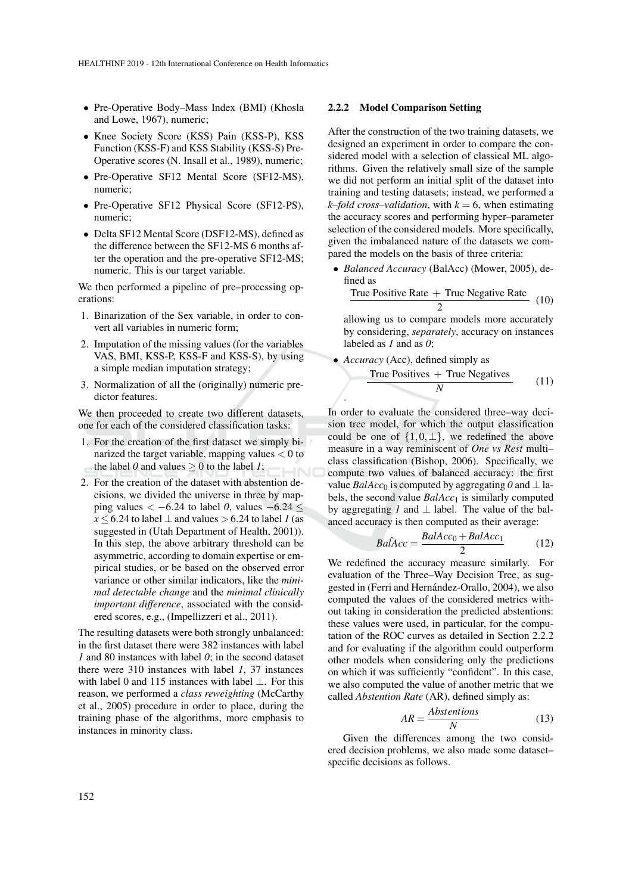- Pre-Operative Body–Mass Index (BMI) (Khosla and Lowe, 1967), numeric;
- Knee Society Score (KSS) Pain (KSS-P), KSS Function (KSS-F) and KSS Stability (KSS-S) Pre-Operative scores (N. Insall et al., 1989), numeric;
- Pre-Operative SF12 Mental Score (SF12-MS), numeric;
- Pre-Operative SF12 Physical Score (SF12-PS), numeric;
- Delta SF12 Mental Score (DSF12-MS), defined as the difference between the SF12-MS 6 months after the operation and the pre-operative SF12-MS; numeric. This is our target variable.

We then performed a pipeline of pre–processing operations:

1. Binarization of the Sex variable, in order to convert all variables in numeric form;
2. Imputation of the missing values (for the variables VAS, BMI, KSS-P, KSS-F and KSS-S), by using a simple median imputation strategy;
3. Normalization of all the (originally) numeric predictor features.

We then proceeded to create two different datasets, one for each of the considered classification tasks:

1. For the creation of the first dataset we simply binarized the target variable, mapping values $< 0$ to the label *0* and values $\geq 0$ to the label *1*;
2. For the creation of the dataset with abstention decisions, we divided the universe in three by mapping values $< -6.24$ to label *0*, values $-6.24 \leq x \leq 6.24$ to label $\perp$ and values $> 6.24$ to label *1* (as suggested in (Utah Department of Health, 2001)). In this step, the above arbitrary threshold can be asymmetric, according to domain expertise or empirical studies, or be based on the observed error variance or other similar indicators, like the *minimal detectable change* and the *minimal clinically important difference*, associated with the considered scores, e.g., (Impellizzeri et al., 2011).

The resulting datasets were both strongly unbalanced: in the first dataset there were 382 instances with label *1* and 80 instances with label *0*; in the second dataset there were 310 instances with label *1*, 37 instances with label 0 and 115 instances with label $\perp$. For this reason, we performed a *class reweighting* (McCarthy et al., 2005) procedure in order to place, during the training phase of the algorithms, more emphasis to instances in minority class.

### 2.2.2 Model Comparison Setting

After the construction of the two training datasets, we designed an experiment in order to compare the considered model with a selection of classical ML algorithms. Given the relatively small size of the sample we did not perform an initial split of the dataset into training and testing datasets; instead, we performed a *k–fold cross–validation*, with $k = 6$, when estimating the accuracy scores and performing hyper–parameter selection of the considered models. More specifically, given the imbalanced nature of the datasets we compared the models on the basis of three criteria:

- *Balanced Accuracy* (BalAcc) (Mower, 2005), defined as
$$\frac{\text{True Positive Rate } + \text{ True Negative Rate}}{2} \tag{10}$$
allowing us to compare models more accurately by considering, *separately*, accuracy on instances labeled as *1* and as *0*;
- *Accuracy* (Acc), defined simply as
$$\frac{\text{True Positives } + \text{ True Negatives}}{N} \tag{11}$$
.

In order to evaluate the considered three–way decision tree model, for which the output classification could be one of $\{1, 0, \perp\}$, we redefined the above measure in a way reminiscent of *One vs Rest* multi–class classification (Bishop, 2006). Specifically, we compute two values of balanced accuracy: the first value $BalAcc_0$ is computed by aggregating *0* and $\perp$ labels, the second value $BalAcc_1$ is similarly computed by aggregating *1* and $\perp$ label. The value of the balanced accuracy is then computed as their average:

$$\hat{BalAcc} = \frac{BalAcc_0 + BalAcc_1}{2} \tag{12}$$

We redefined the accuracy measure similarly. For evaluation of the Three–Way Decision Tree, as suggested in (Ferri and Hernández-Orallo, 2004), we also computed the values of the considered metrics without taking in consideration the predicted abstentions: these values were used, in particular, for the computation of the ROC curves as detailed in Section 2.2.2 and for evaluating if the algorithm could outperform other models when considering only the predictions on which it was sufficiently "confident". In this case, we also computed the value of another metric that we called *Abstention Rate* (AR), defined simply as:

$$AR = \frac{Abstentions}{N} \tag{13}$$

Given the differences among the two considered decision problems, we also made some dataset–specific decisions as follows.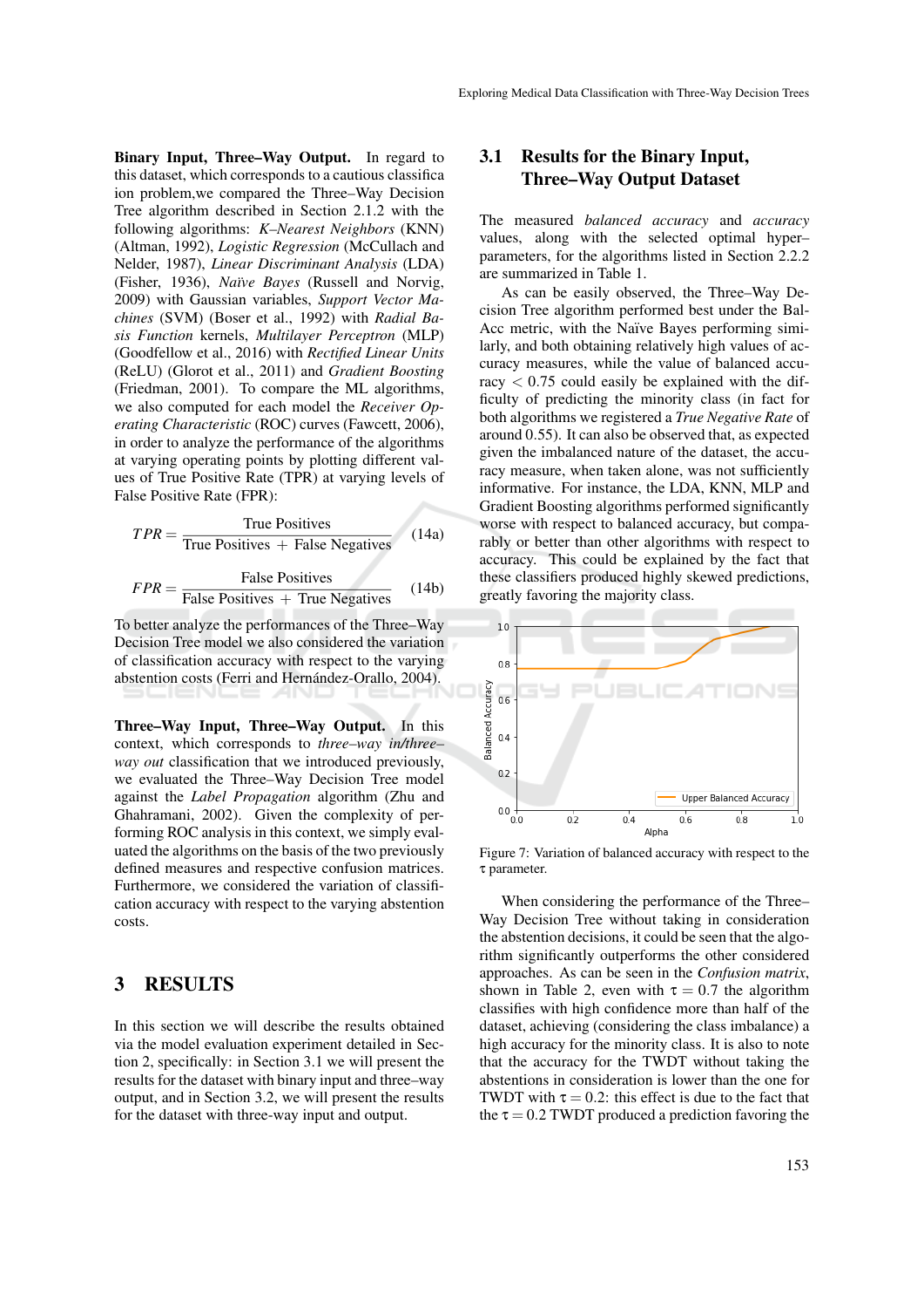**Binary Input, Three–Way Output.** In regard to this dataset, which corresponds to a cautious classification problem,we compared the Three–Way Decision Tree algorithm described in Section 2.1.2 with the following algorithms: *K–Nearest Neighbors* (KNN) (Altman, 1992), *Logistic Regression* (McCullach and Nelder, 1987), *Linear Discriminant Analysis* (LDA) (Fisher, 1936), *Naïve Bayes* (Russell and Norvig, 2009) with Gaussian variables, *Support Vector Machines* (SVM) (Boser et al., 1992) with *Radial Basis Function* kernels, *Multilayer Perceptron* (MLP) (Goodfellow et al., 2016) with *Rectified Linear Units* (ReLU) (Glorot et al., 2011) and *Gradient Boosting* (Friedman, 2001). To compare the ML algorithms, we also computed for each model the *Receiver Operating Characteristic* (ROC) curves (Fawcett, 2006), in order to analyze the performance of the algorithms at varying operating points by plotting different values of True Positive Rate (TPR) at varying levels of False Positive Rate (FPR):

$$TPR = \frac{\text{True Positives}}{\text{True Positives} + \text{False Negatives}} \tag{14a}$$

$$FPR = \frac{\text{False Positives}}{\text{False Positives} + \text{True Negatives}} \tag{14b}$$

To better analyze the performances of the Three–Way Decision Tree model we also considered the variation of classification accuracy with respect to the varying abstention costs (Ferri and Hernández-Orallo, 2004).

**Three–Way Input, Three–Way Output.** In this context, which corresponds to *three–way in/three–way out* classification that we introduced previously, we evaluated the Three–Way Decision Tree model against the *Label Propagation* algorithm (Zhu and Ghahramani, 2002). Given the complexity of performing ROC analysis in this context, we simply evaluated the algorithms on the basis of the two previously defined measures and respective confusion matrices. Furthermore, we considered the variation of classification accuracy with respect to the varying abstention costs.

# 3 RESULTS

In this section we will describe the results obtained via the model evaluation experiment detailed in Section 2, specifically: in Section 3.1 we will present the results for the dataset with binary input and three–way output, and in Section 3.2, we will present the results for the dataset with three-way input and output.

## 3.1 Results for the Binary Input, Three–Way Output Dataset

The measured *balanced accuracy* and *accuracy* values, along with the selected optimal hyper–parameters, for the algorithms listed in Section 2.2.2 are summarized in Table 1.

As can be easily observed, the Three–Way Decision Tree algorithm performed best under the Bal-Acc metric, with the Naïve Bayes performing similarly, and both obtaining relatively high values of accuracy measures, while the value of balanced accuracy $< 0.75$ could easily be explained with the difficulty of predicting the minority class (in fact for both algorithms we registered a *True Negative Rate* of around 0.55). It can also be observed that, as expected given the imbalanced nature of the dataset, the accuracy measure, when taken alone, was not sufficiently informative. For instance, the LDA, KNN, MLP and Gradient Boosting algorithms performed significantly worse with respect to balanced accuracy, but comparably or better than other algorithms with respect to accuracy. This could be explained by the fact that these classifiers produced highly skewed predictions, greatly favoring the majority class.

Figure 7: Variation of balanced accuracy with respect to the $\tau$ parameter.

When considering the performance of the Three–Way Decision Tree without taking in consideration the abstention decisions, it could be seen that the algorithm significantly outperforms the other considered approaches. As can be seen in the *Confusion matrix*, shown in Table 2, even with $\tau = 0.7$ the algorithm classifies with high confidence more than half of the dataset, achieving (considering the class imbalance) a high accuracy for the minority class. It is also to note that the accuracy for the TWDT without taking the abstentions in consideration is lower than the one for TWDT with $\tau = 0.2$: this effect is due to the fact that the $\tau = 0.2$ TWDT produced a prediction favoring the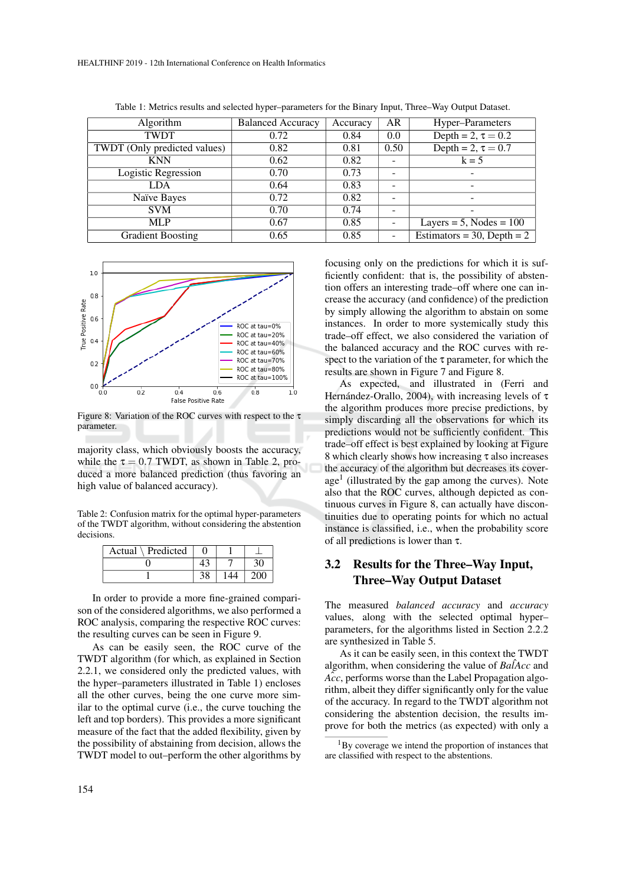Table 1: Metrics results and selected hyper–parameters for the Binary Input, Three–Way Output Dataset.

| Algorithm | Balanced Accuracy | Accuracy | AR | Hyper–Parameters |
|---|---|---|---|---|
| TWDT | 0.72 | 0.84 | 0.0 | Depth = 2, $\tau = 0.2$ |
| TWDT (Only predicted values) | 0.82 | 0.81 | 0.50 | Depth = 2, $\tau = 0.7$ |
| KNN | 0.62 | 0.82 | - | k = 5 |
| Logistic Regression | 0.70 | 0.73 | - | - |
| LDA | 0.64 | 0.83 | - | - |
| Naïve Bayes | 0.72 | 0.82 | - | - |
| SVM | 0.70 | 0.74 | - | - |
| MLP | 0.67 | 0.85 | - | Layers = 5, Nodes = 100 |
| Gradient Boosting | 0.65 | 0.85 | - | Estimators = 30, Depth = 2 |

Figure 8: Variation of the ROC curves with respect to the $\tau$ parameter.

majority class, which obviously boosts the accuracy, while the $\tau = 0.7$ TWDT, as shown in Table 2, produced a more balanced prediction (thus favoring an high value of balanced accuracy).

Table 2: Confusion matrix for the optimal hyper-parameters of the TWDT algorithm, without considering the abstention decisions.

| Actual \ Predicted | 0 | 1 | $\perp$ |
|---|---|---|---|
| 0 | 43 | 7 | 30 |
| 1 | 38 | 144 | 200 |

In order to provide a more fine-grained comparison of the considered algorithms, we also performed a ROC analysis, comparing the respective ROC curves: the resulting curves can be seen in Figure 9.

As can be easily seen, the ROC curve of the TWDT algorithm (for which, as explained in Section 2.2.1, we considered only the predicted values, with the hyper–parameters illustrated in Table 1) encloses all the other curves, being the one curve more similar to the optimal curve (i.e., the curve touching the left and top borders). This provides a more significant measure of the fact that the added flexibility, given by the possibility of abstaining from decision, allows the TWDT model to out–perform the other algorithms by focusing only on the predictions for which it is sufficiently confident: that is, the possibility of abstention offers an interesting trade–off where one can increase the accuracy (and confidence) of the prediction by simply allowing the algorithm to abstain on some instances. In order to more systemically study this trade–off effect, we also considered the variation of the balanced accuracy and the ROC curves with respect to the variation of the $\tau$ parameter, for which the results are shown in Figure 7 and Figure 8.

As expected, and illustrated in (Ferri and Hernández-Orallo, 2004), with increasing levels of $\tau$ the algorithm produces more precise predictions, by simply discarding all the observations for which its predictions would not be sufficiently confident. This trade–off effect is best explained by looking at Figure 8 which clearly shows how increasing $\tau$ also increases the accuracy of the algorithm but decreases its coverage[1] (illustrated by the gap among the curves). Note also that the ROC curves, although depicted as continuous curves in Figure 8, can actually have discontinuities due to operating points for which no actual instance is classified, i.e., when the probability score of all predictions is lower than $\tau$.

## 3.2 Results for the Three–Way Input, Three–Way Output Dataset

The measured *balanced accuracy* and *accuracy* values, along with the selected optimal hyper–parameters, for the algorithms listed in Section 2.2.2 are synthesized in Table 5.

As it can be easily seen, in this context the TWDT algorithm, when considering the value of $\hat{BalAcc}$ and $\hat{Acc}$, performs worse than the Label Propagation algorithm, albeit they differ significantly only for the value of the accuracy. In regard to the TWDT algorithm not considering the abstention decision, the results improve for both the metrics (as expected) with only a

[1] By coverage we intend the proportion of instances that are classified with respect to the abstentions.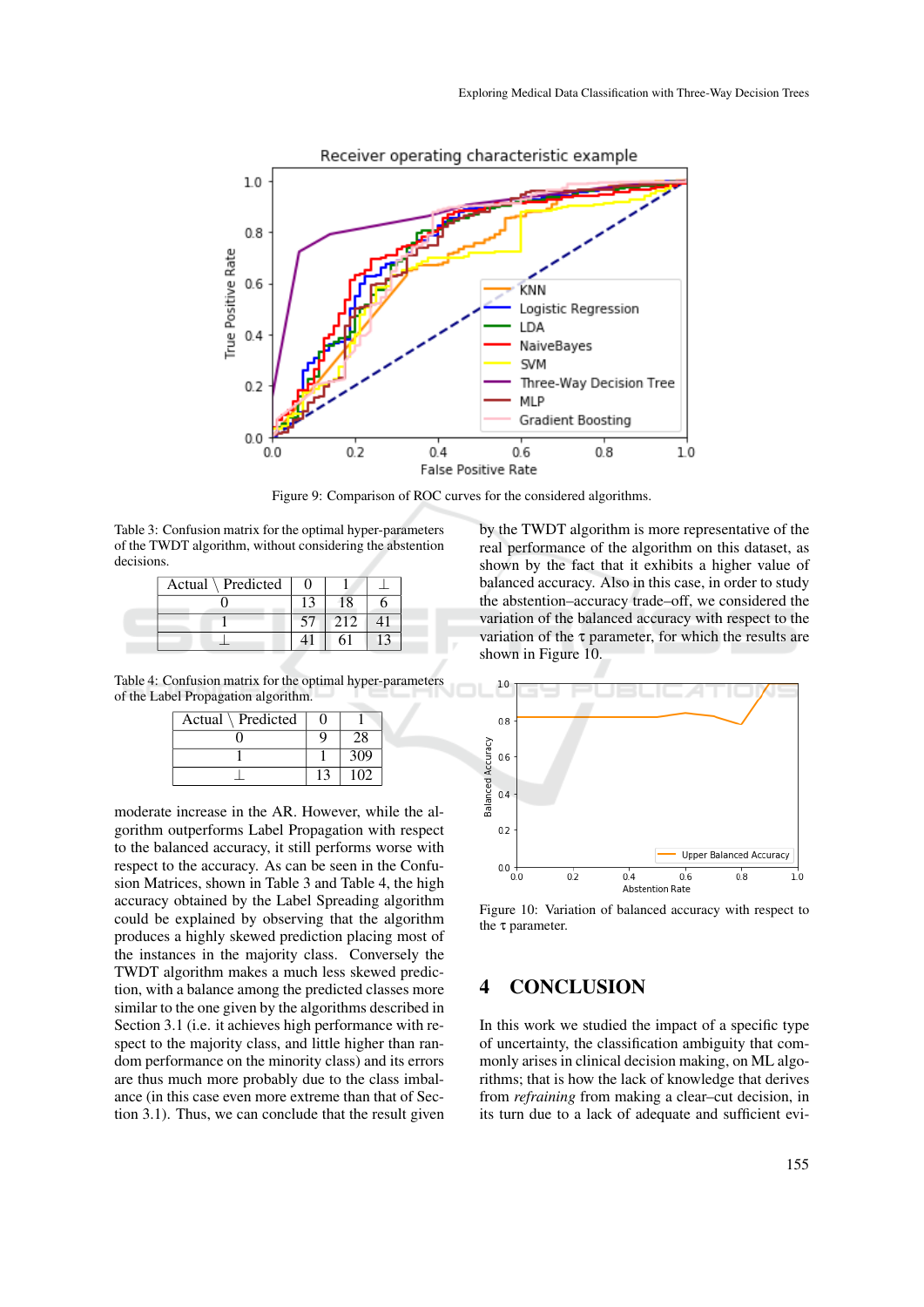Figure 9: Comparison of ROC curves for the considered algorithms.

Table 3: Confusion matrix for the optimal hyper-parameters of the TWDT algorithm, without considering the abstention decisions.

| Actual \ Predicted | 0 | 1 | ⊥ |
|---|---|---|---|
| 0 | 13 | 18 | 6 |
| 1 | 57 | 212 | 41 |
| ⊥ | 41 | 61 | 13 |

Table 4: Confusion matrix for the optimal hyper-parameters of the Label Propagation algorithm.

| Actual \ Predicted | 0 | 1 |
|---|---|---|
| 0 | 9 | 28 |
| 1 | 1 | 309 |
| ⊥ | 13 | 102 |

moderate increase in the AR. However, while the algorithm outperforms Label Propagation with respect to the balanced accuracy, it still performs worse with respect to the accuracy. As can be seen in the Confusion Matrices, shown in Table 3 and Table 4, the high accuracy obtained by the Label Spreading algorithm could be explained by observing that the algorithm produces a highly skewed prediction placing most of the instances in the majority class. Conversely the TWDT algorithm makes a much less skewed prediction, with a balance among the predicted classes more similar to the one given by the algorithms described in Section 3.1 (i.e. it achieves high performance with respect to the majority class, and little higher than random performance on the minority class) and its errors are thus much more probably due to the class imbalance (in this case even more extreme than that of Section 3.1). Thus, we can conclude that the result given by the TWDT algorithm is more representative of the real performance of the algorithm on this dataset, as shown by the fact that it exhibits a higher value of balanced accuracy. Also in this case, in order to study the abstention–accuracy trade–off, we considered the variation of the balanced accuracy with respect to the variation of the $\tau$ parameter, for which the results are shown in Figure 10.

Figure 10: Variation of balanced accuracy with respect to the $\tau$ parameter.

## 4 CONCLUSION

In this work we studied the impact of a specific type of uncertainty, the classification ambiguity that commonly arises in clinical decision making, on ML algorithms; that is how the lack of knowledge that derives from *refraining* from making a clear–cut decision, in its turn due to a lack of adequate and sufficient evi-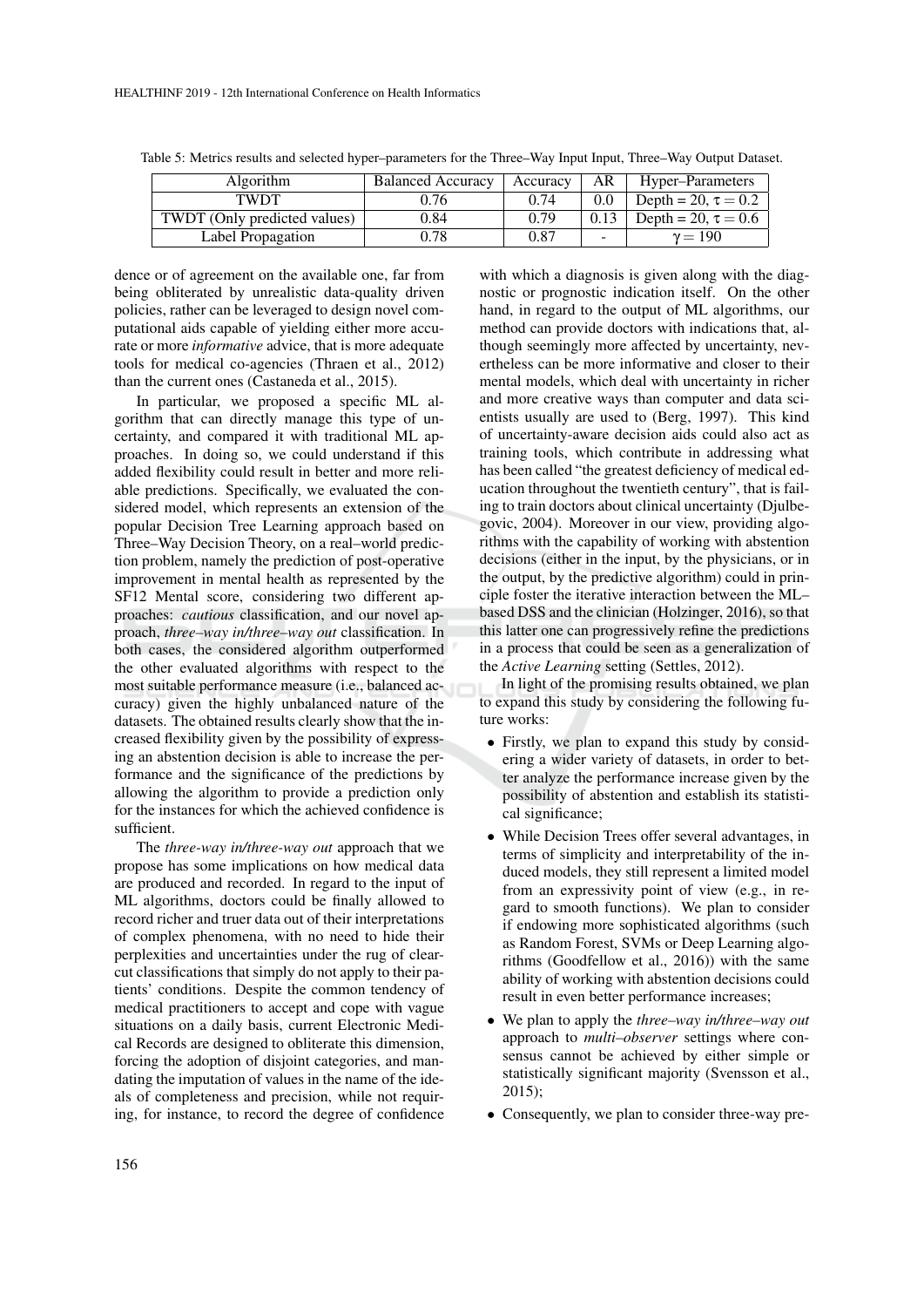Table 5: Metrics results and selected hyper–parameters for the Three–Way Input Input, Three–Way Output Dataset.

| Algorithm | Balanced Accuracy | Accuracy | AR | Hyper–Parameters |
|---|---|---|---|---|
| TWDT | 0.76 | 0.74 | 0.0 | Depth = 20, $\tau = 0.2$ |
| TWDT (Only predicted values) | 0.84 | 0.79 | 0.13 | Depth = 20, $\tau = 0.6$ |
| Label Propagation | 0.78 | 0.87 | - | $\gamma = 190$ |

dence or of agreement on the available one, far from being obliterated by unrealistic data-quality driven policies, rather can be leveraged to design novel computational aids capable of yielding either more accurate or more *informative* advice, that is more adequate tools for medical co-agencies (Thraen et al., 2012) than the current ones (Castaneda et al., 2015).

In particular, we proposed a specific ML algorithm that can directly manage this type of uncertainty, and compared it with traditional ML approaches. In doing so, we could understand if this added flexibility could result in better and more reliable predictions. Specifically, we evaluated the considered model, which represents an extension of the popular Decision Tree Learning approach based on Three–Way Decision Theory, on a real–world prediction problem, namely the prediction of post-operative improvement in mental health as represented by the SF12 Mental score, considering two different approaches: *cautious* classification, and our novel approach, *three–way in/three–way out* classification. In both cases, the considered algorithm outperformed the other evaluated algorithms with respect to the most suitable performance measure (i.e., balanced accuracy) given the highly unbalanced nature of the datasets. The obtained results clearly show that the increased flexibility given by the possibility of expressing an abstention decision is able to increase the performance and the significance of the predictions by allowing the algorithm to provide a prediction only for the instances for which the achieved confidence is sufficient.

The *three-way in/three-way out* approach that we propose has some implications on how medical data are produced and recorded. In regard to the input of ML algorithms, doctors could be finally allowed to record richer and truer data out of their interpretations of complex phenomena, with no need to hide their perplexities and uncertainties under the rug of clear-cut classifications that simply do not apply to their patients' conditions. Despite the common tendency of medical practitioners to accept and cope with vague situations on a daily basis, current Electronic Medical Records are designed to obliterate this dimension, forcing the adoption of disjoint categories, and mandating the imputation of values in the name of the ideals of completeness and precision, while not requiring, for instance, to record the degree of confidence with which a diagnosis is given along with the diagnostic or prognostic indication itself. On the other hand, in regard to the output of ML algorithms, our method can provide doctors with indications that, although seemingly more affected by uncertainty, nevertheless can be more informative and closer to their mental models, which deal with uncertainty in richer and more creative ways than computer and data scientists usually are used to (Berg, 1997). This kind of uncertainty-aware decision aids could also act as training tools, which contribute in addressing what has been called "the greatest deficiency of medical education throughout the twentieth century", that is failing to train doctors about clinical uncertainty (Djulbegovic, 2004). Moreover in our view, providing algorithms with the capability of working with abstention decisions (either in the input, by the physicians, or in the output, by the predictive algorithm) could in principle foster the iterative interaction between the ML–based DSS and the clinician (Holzinger, 2016), so that this latter one can progressively refine the predictions in a process that could be seen as a generalization of the *Active Learning* setting (Settles, 2012).

In light of the promising results obtained, we plan to expand this study by considering the following future works:

- Firstly, we plan to expand this study by considering a wider variety of datasets, in order to better analyze the performance increase given by the possibility of abstention and establish its statistical significance;
- While Decision Trees offer several advantages, in terms of simplicity and interpretability of the induced models, they still represent a limited model from an expressivity point of view (e.g., in regard to smooth functions). We plan to consider if endowing more sophisticated algorithms (such as Random Forest, SVMs or Deep Learning algorithms (Goodfellow et al., 2016)) with the same ability of working with abstention decisions could result in even better performance increases;
- We plan to apply the *three–way in/three–way out* approach to *multi–observer* settings where consensus cannot be achieved by either simple or statistically significant majority (Svensson et al., 2015);
- Consequently, we plan to consider three-way pre-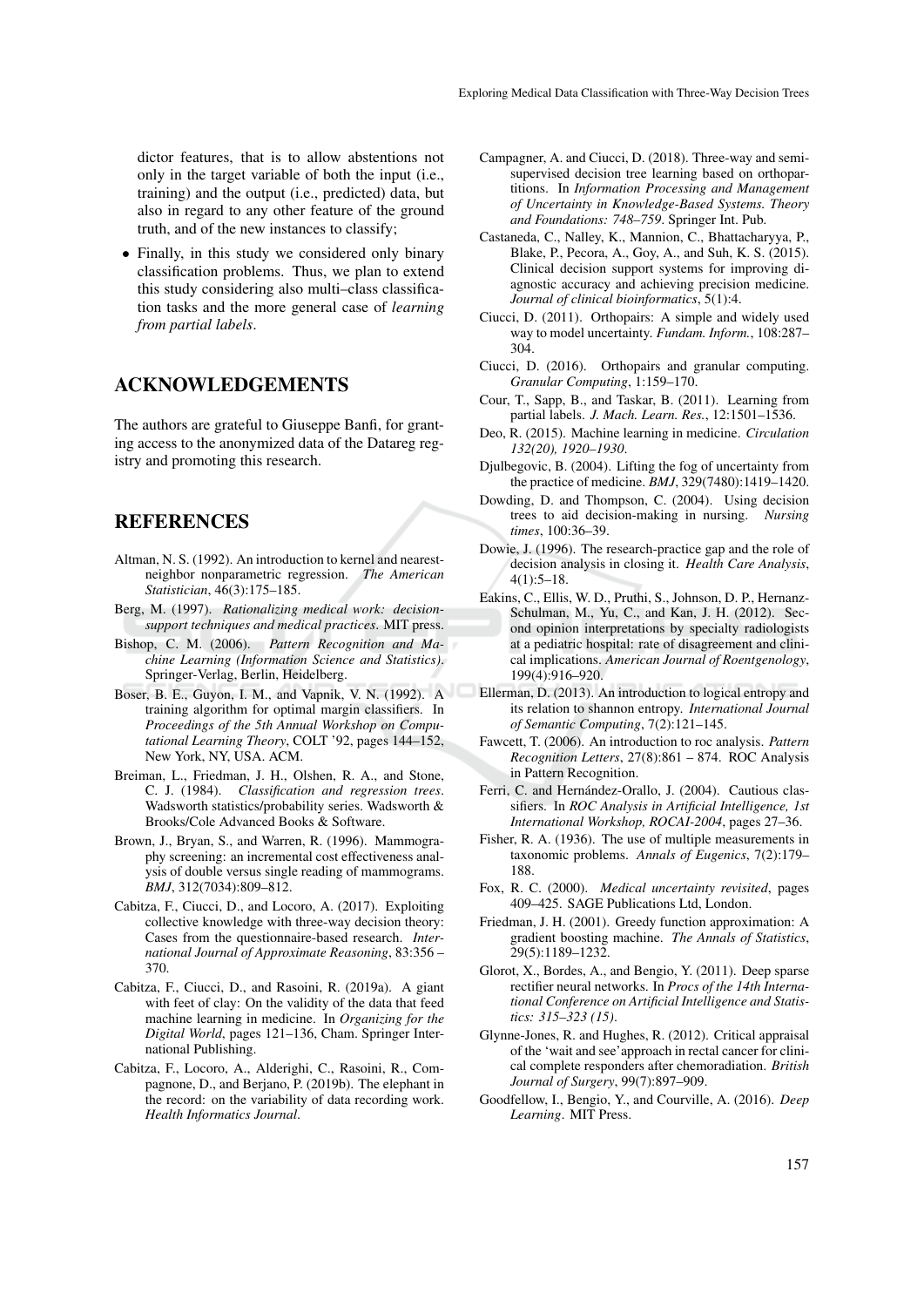dictor features, that is to allow abstentions not only in the target variable of both the input (i.e., training) and the output (i.e., predicted) data, but also in regard to any other feature of the ground truth, and of the new instances to classify;

- Finally, in this study we considered only binary classification problems. Thus, we plan to extend this study considering also multi–class classification tasks and the more general case of *learning from partial labels*.

## ACKNOWLEDGEMENTS

The authors are grateful to Giuseppe Banfi, for granting access to the anonymized data of the Datareg registry and promoting this research.

## REFERENCES

Altman, N. S. (1992). An introduction to kernel and nearest-neighbor nonparametric regression. *The American Statistician*, 46(3):175–185.

Berg, M. (1997). *Rationalizing medical work: decision-support techniques and medical practices*. MIT press.

Bishop, C. M. (2006). *Pattern Recognition and Machine Learning (Information Science and Statistics)*. Springer-Verlag, Berlin, Heidelberg.

Boser, B. E., Guyon, I. M., and Vapnik, V. N. (1992). A training algorithm for optimal margin classifiers. In *Proceedings of the 5th Annual Workshop on Computational Learning Theory*, COLT '92, pages 144–152, New York, NY, USA. ACM.

Breiman, L., Friedman, J. H., Olshen, R. A., and Stone, C. J. (1984). *Classification and regression trees*. Wadsworth statistics/probability series. Wadsworth & Brooks/Cole Advanced Books & Software.

Brown, J., Bryan, S., and Warren, R. (1996). Mammography screening: an incremental cost effectiveness analysis of double versus single reading of mammograms. *BMJ*, 312(7034):809–812.

Cabitza, F., Ciucci, D., and Locoro, A. (2017). Exploiting collective knowledge with three-way decision theory: Cases from the questionnaire-based research. *International Journal of Approximate Reasoning*, 83:356 – 370.

Cabitza, F., Ciucci, D., and Rasoini, R. (2019a). A giant with feet of clay: On the validity of the data that feed machine learning in medicine. In *Organizing for the Digital World*, pages 121–136, Cham. Springer International Publishing.

Cabitza, F., Locoro, A., Alderighi, C., Rasoini, R., Compagnone, D., and Berjano, P. (2019b). The elephant in the record: on the variability of data recording work. *Health Informatics Journal*.

Campagner, A. and Ciucci, D. (2018). Three-way and semi-supervised decision tree learning based on orthopartitions. In *Information Processing and Management of Uncertainty in Knowledge-Based Systems. Theory and Foundations: 748–759*. Springer Int. Pub.

Castaneda, C., Nalley, K., Mannion, C., Bhattacharyya, P., Blake, P., Pecora, A., Goy, A., and Suh, K. S. (2015). Clinical decision support systems for improving diagnostic accuracy and achieving precision medicine. *Journal of clinical bioinformatics*, 5(1):4.

Ciucci, D. (2011). Orthopairs: A simple and widely used way to model uncertainty. *Fundam. Inform.*, 108:287–304.

Ciucci, D. (2016). Orthopairs and granular computing. *Granular Computing*, 1:159–170.

Cour, T., Sapp, B., and Taskar, B. (2011). Learning from partial labels. *J. Mach. Learn. Res.*, 12:1501–1536.

Deo, R. (2015). Machine learning in medicine. *Circulation 132(20), 1920–1930*.

Djulbegovic, B. (2004). Lifting the fog of uncertainty from the practice of medicine. *BMJ*, 329(7480):1419–1420.

Dowding, D. and Thompson, C. (2004). Using decision trees to aid decision-making in nursing. *Nursing times*, 100:36–39.

Dowie, J. (1996). The research-practice gap and the role of decision analysis in closing it. *Health Care Analysis*, 4(1):5–18.

Eakins, C., Ellis, W. D., Pruthi, S., Johnson, D. P., Hernanz-Schulman, M., Yu, C., and Kan, J. H. (2012). Second opinion interpretations by specialty radiologists at a pediatric hospital: rate of disagreement and clinical implications. *American Journal of Roentgenology*, 199(4):916–920.

Ellerman, D. (2013). An introduction to logical entropy and its relation to shannon entropy. *International Journal of Semantic Computing*, 7(2):121–145.

Fawcett, T. (2006). An introduction to roc analysis. *Pattern Recognition Letters*, 27(8):861 – 874. ROC Analysis in Pattern Recognition.

Ferri, C. and Hernández-Orallo, J. (2004). Cautious classifiers. In *ROC Analysis in Artificial Intelligence, 1st International Workshop, ROCAI-2004*, pages 27–36.

Fisher, R. A. (1936). The use of multiple measurements in taxonomic problems. *Annals of Eugenics*, 7(2):179–188.

Fox, R. C. (2000). *Medical uncertainty revisited*, pages 409–425. SAGE Publications Ltd, London.

Friedman, J. H. (2001). Greedy function approximation: A gradient boosting machine. *The Annals of Statistics*, 29(5):1189–1232.

Glorot, X., Bordes, A., and Bengio, Y. (2011). Deep sparse rectifier neural networks. In *Procs of the 14th International Conference on Artificial Intelligence and Statistics: 315–323 (15)*.

Glynne-Jones, R. and Hughes, R. (2012). Critical appraisal of the 'wait and see'approach in rectal cancer for clinical complete responders after chemoradiation. *British Journal of Surgery*, 99(7):897–909.

Goodfellow, I., Bengio, Y., and Courville, A. (2016). *Deep Learning*. MIT Press.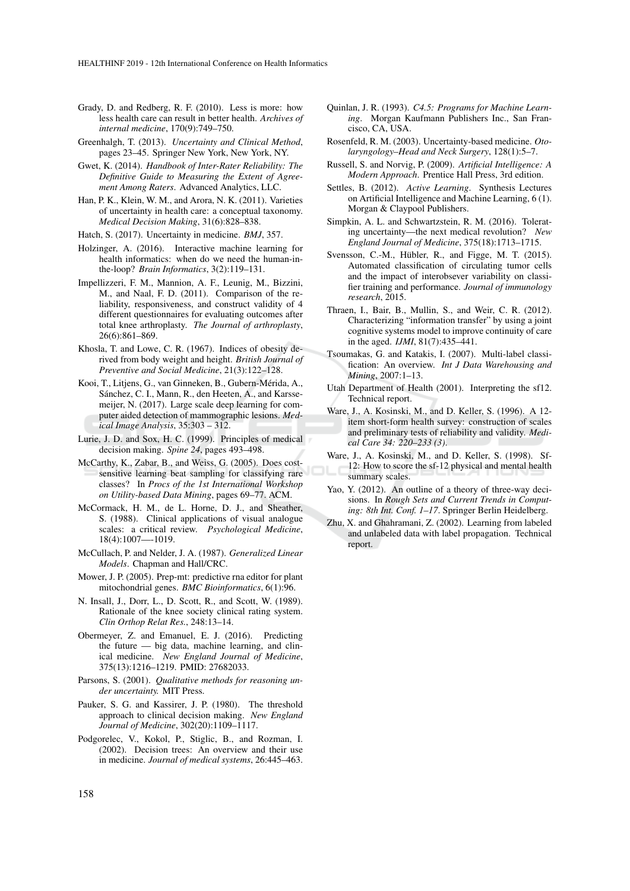Grady, D. and Redberg, R. F. (2010). Less is more: how less health care can result in better health. *Archives of internal medicine*, 170(9):749–750.

Greenhalgh, T. (2013). *Uncertainty and Clinical Method*, pages 23–45. Springer New York, New York, NY.

Gwet, K. (2014). *Handbook of Inter-Rater Reliability: The Definitive Guide to Measuring the Extent of Agreement Among Raters*. Advanced Analytics, LLC.

Han, P. K., Klein, W. M., and Arora, N. K. (2011). Varieties of uncertainty in health care: a conceptual taxonomy. *Medical Decision Making*, 31(6):828–838.

Hatch, S. (2017). Uncertainty in medicine. *BMJ*, 357.

Holzinger, A. (2016). Interactive machine learning for health informatics: when do we need the human-in-the-loop? *Brain Informatics*, 3(2):119–131.

Impellizzeri, F. M., Mannion, A. F., Leunig, M., Bizzini, M., and Naal, F. D. (2011). Comparison of the reliability, responsiveness, and construct validity of 4 different questionnaires for evaluating outcomes after total knee arthroplasty. *The Journal of arthroplasty*, 26(6):861–869.

Khosla, T. and Lowe, C. R. (1967). Indices of obesity derived from body weight and height. *British Journal of Preventive and Social Medicine*, 21(3):122–128.

Kooi, T., Litjens, G., van Ginneken, B., Gubern-Mérida, A., Sánchez, C. I., Mann, R., den Heeten, A., and Karssemeijer, N. (2017). Large scale deep learning for computer aided detection of mammographic lesions. *Medical Image Analysis*, 35:303 – 312.

Lurie, J. D. and Sox, H. C. (1999). Principles of medical decision making. *Spine 24*, pages 493–498.

McCarthy, K., Zabar, B., and Weiss, G. (2005). Does cost-sensitive learning beat sampling for classifying rare classes? In *Procs of the 1st International Workshop on Utility-based Data Mining*, pages 69–77. ACM.

McCormack, H. M., de L. Horne, D. J., and Sheather, S. (1988). Clinical applications of visual analogue scales: a critical review. *Psychological Medicine*, 18(4):1007—-1019.

McCullach, P. and Nelder, J. A. (1987). *Generalized Linear Models*. Chapman and Hall/CRC.

Mower, J. P. (2005). Prep-mt: predictive rna editor for plant mitochondrial genes. *BMC Bioinformatics*, 6(1):96.

N. Insall, J., Dorr, L., D. Scott, R., and Scott, W. (1989). Rationale of the knee society clinical rating system. *Clin Orthop Relat Res.*, 248:13–14.

Obermeyer, Z. and Emanuel, E. J. (2016). Predicting the future — big data, machine learning, and clinical medicine. *New England Journal of Medicine*, 375(13):1216–1219. PMID: 27682033.

Parsons, S. (2001). *Qualitative methods for reasoning under uncertainty.* MIT Press.

Pauker, S. G. and Kassirer, J. P. (1980). The threshold approach to clinical decision making. *New England Journal of Medicine*, 302(20):1109–1117.

Podgorelec, V., Kokol, P., Stiglic, B., and Rozman, I. (2002). Decision trees: An overview and their use in medicine. *Journal of medical systems*, 26:445–463.

Quinlan, J. R. (1993). *C4.5: Programs for Machine Learning*. Morgan Kaufmann Publishers Inc., San Francisco, CA, USA.

Rosenfeld, R. M. (2003). Uncertainty-based medicine. *Otolaryngology–Head and Neck Surgery*, 128(1):5–7.

Russell, S. and Norvig, P. (2009). *Artificial Intelligence: A Modern Approach*. Prentice Hall Press, 3rd edition.

Settles, B. (2012). *Active Learning*. Synthesis Lectures on Artificial Intelligence and Machine Learning, 6 (1). Morgan & Claypool Publishers.

Simpkin, A. L. and Schwartzstein, R. M. (2016). Tolerating uncertainty—the next medical revolution? *New England Journal of Medicine*, 375(18):1713–1715.

Svensson, C.-M., Hübler, R., and Figge, M. T. (2015). Automated classification of circulating tumor cells and the impact of interobsever variability on classifier training and performance. *Journal of immunology research*, 2015.

Thraen, I., Bair, B., Mullin, S., and Weir, C. R. (2012). Characterizing "information transfer" by using a joint cognitive systems model to improve continuity of care in the aged. *IJMI*, 81(7):435–441.

Tsoumakas, G. and Katakis, I. (2007). Multi-label classification: An overview. *Int J Data Warehousing and Mining*, 2007:1–13.

Utah Department of Health (2001). Interpreting the sf12. Technical report.

Ware, J., A. Kosinski, M., and D. Keller, S. (1996). A 12-item short-form health survey: construction of scales and preliminary tests of reliability and validity. *Medical Care 34: 220–233 (3)*.

Ware, J., A. Kosinski, M., and D. Keller, S. (1998). Sf-12: How to score the sf-12 physical and mental health summary scales.

Yao, Y. (2012). An outline of a theory of three-way decisions. In *Rough Sets and Current Trends in Computing: 8th Int. Conf. 1–17*. Springer Berlin Heidelberg.

Zhu, X. and Ghahramani, Z. (2002). Learning from labeled and unlabeled data with label propagation. Technical report.